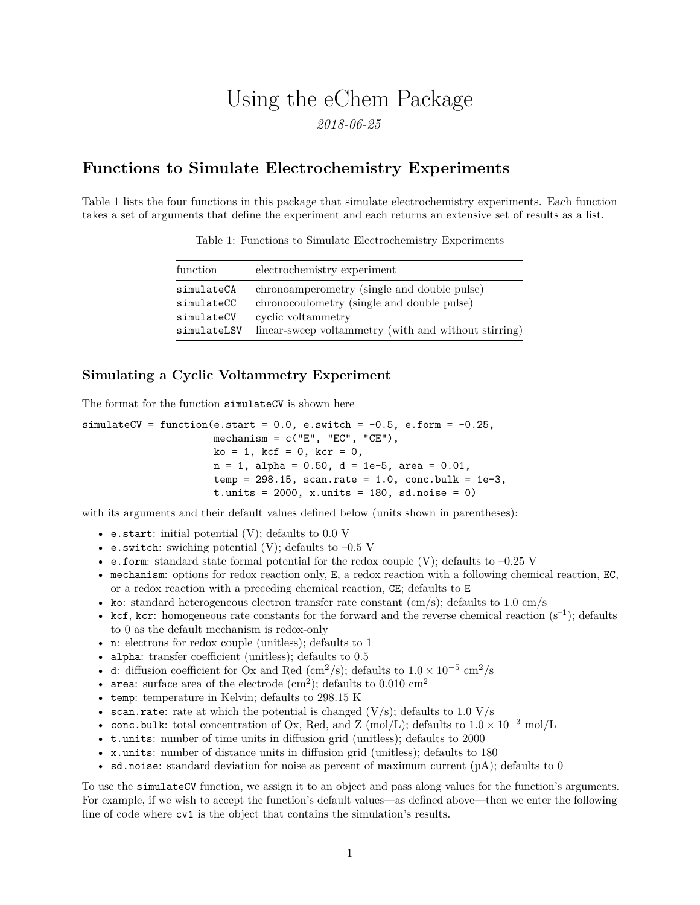# Using the eChem Package

*2018-06-25*

## Functions to Simulate Electrochemistry Experiments

Table 1 lists the four functions in this package that simulate electrochemistry experiments. Each function takes a set of arguments that define the experiment and each returns an extensive set of results as a list.

Table 1: Functions to Simulate Electrochemistry Experiments

| function | electrochemistry experiment |
|---|---|
| `simulateCA` | chronoamperometry (single and double pulse) |
| `simulateCC` | chronocoulometry (single and double pulse) |
| `simulateCV` | cyclic voltammetry |
| `simulateLSV` | linear-sweep voltammetry (with and without stirring) |

### Simulating a Cyclic Voltammetry Experiment

The format for the function `simulateCV` is shown here

```
simulateCV = function(e.start = 0.0, e.switch = -0.5, e.form = -0.25,
                      mechanism = c("E", "EC", "CE"),
                      ko = 1, kcf = 0, kcr = 0,
                      n = 1, alpha = 0.50, d = 1e-5, area = 0.01,
                      temp = 298.15, scan.rate = 1.0, conc.bulk = 1e-3,
                      t.units = 2000, x.units = 180, sd.noise = 0)
```

with its arguments and their default values defined below (units shown in parentheses):

- `e.start`: initial potential (V); defaults to 0.0 V
- `e.switch`: swiching potential (V); defaults to –0.5 V
- `e.form`: standard state formal potential for the redox couple (V); defaults to –0.25 V
- `mechanism`: options for redox reaction only, `E`, a redox reaction with a following chemical reaction, `EC`, or a redox reaction with a preceding chemical reaction, `CE`; defaults to `E`
- `ko`: standard heterogeneous electron transfer rate constant (cm/s); defaults to 1.0 cm/s
- `kcf`, `kcr`: homogeneous rate constants for the forward and the reverse chemical reaction ($s^{-1}$); defaults to 0 as the default mechanism is redox-only
- `n`: electrons for redox couple (unitless); defaults to 1
- `alpha`: transfer coefficient (unitless); defaults to 0.5
- `d`: diffusion coefficient for Ox and Red ($cm^2/s$); defaults to $1.0 \times 10^{-5}$ $cm^2/s$
- `area`: surface area of the electrode ($cm^2$); defaults to 0.010 $cm^2$
- `temp`: temperature in Kelvin; defaults to 298.15 K
- `scan.rate`: rate at which the potential is changed (V/s); defaults to 1.0 V/s
- `conc.bulk`: total concentration of Ox, Red, and Z (mol/L); defaults to $1.0 \times 10^{-3}$ mol/L
- `t.units`: number of time units in diffusion grid (unitless); defaults to 2000
- `x.units`: number of distance units in diffusion grid (unitless); defaults to 180
- `sd.noise`: standard deviation for noise as percent of maximum current (µA); defaults to 0

To use the `simulateCV` function, we assign it to an object and pass along values for the function's arguments. For example, if we wish to accept the function's default values—as defined above—then we enter the following line of code where `cv1` is the object that contains the simulation's results.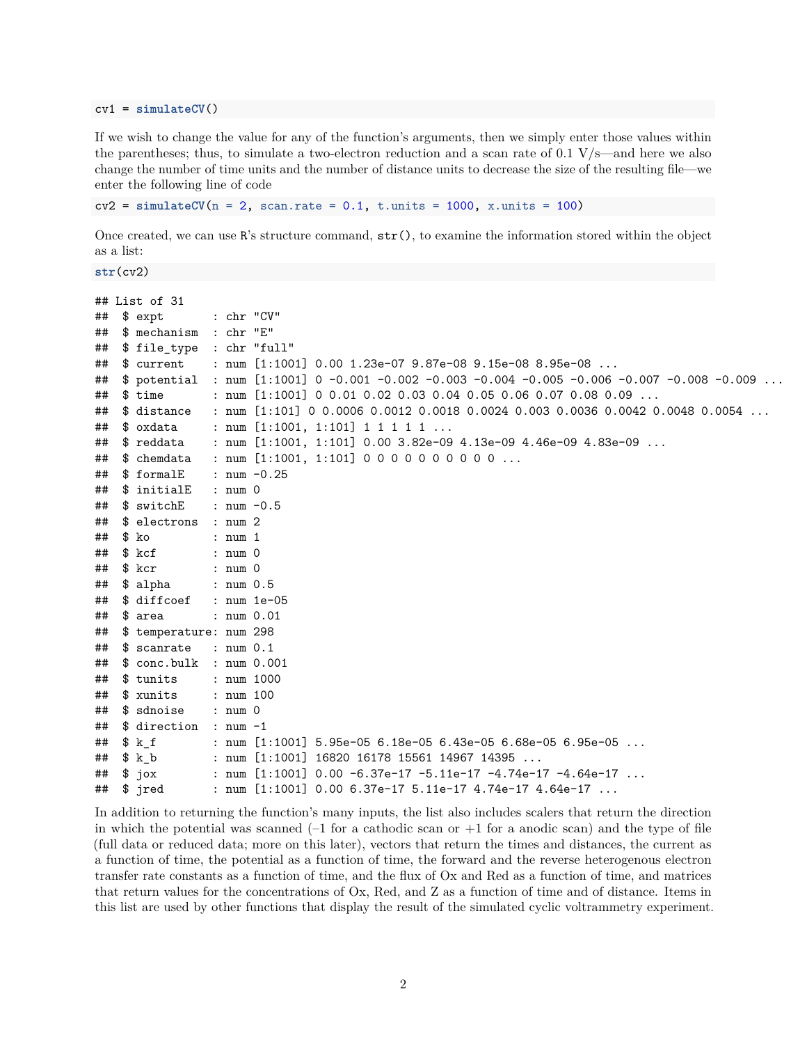```
cv1 = simulateCV()
```

If we wish to change the value for any of the function's arguments, then we simply enter those values within the parentheses; thus, to simulate a two-electron reduction and a scan rate of 0.1 V/s—and here we also change the number of time units and the number of distance units to decrease the size of the resulting file—we enter the following line of code

```
cv2 = simulateCV(n = 2, scan.rate = 0.1, t.units = 1000, x.units = 100)
```

Once created, we can use R's structure command, `str()`, to examine the information stored within the object as a list:

```
str(cv2)
```

```
## List of 31
##  $ expt       : chr "CV"
##  $ mechanism  : chr "E"
##  $ file_type  : chr "full"
##  $ current    : num [1:1001] 0.00 1.23e-07 9.87e-08 9.15e-08 8.95e-08 ...
##  $ potential  : num [1:1001] 0 -0.001 -0.002 -0.003 -0.004 -0.005 -0.006 -0.007 -0.008 -0.009 ...
##  $ time       : num [1:1001] 0 0.01 0.02 0.03 0.04 0.05 0.06 0.07 0.08 0.09 ...
##  $ distance   : num [1:101] 0 0.0006 0.0012 0.0018 0.0024 0.003 0.0036 0.0042 0.0048 0.0054 ...
##  $ oxdata     : num [1:1001, 1:101] 1 1 1 1 1 ...
##  $ reddata    : num [1:1001, 1:101] 0.00 3.82e-09 4.13e-09 4.46e-09 4.83e-09 ...
##  $ chemdata   : num [1:1001, 1:101] 0 0 0 0 0 0 0 0 0 0 ...
##  $ formalE    : num -0.25
##  $ initialE   : num 0
##  $ switchE    : num -0.5
##  $ electrons  : num 2
##  $ ko         : num 1
##  $ kcf        : num 0
##  $ kcr        : num 0
##  $ alpha      : num 0.5
##  $ diffcoef   : num 1e-05
##  $ area       : num 0.01
##  $ temperature: num 298
##  $ scanrate   : num 0.1
##  $ conc.bulk  : num 0.001
##  $ tunits     : num 1000
##  $ xunits     : num 100
##  $ sdnoise    : num 0
##  $ direction  : num -1
##  $ k_f        : num [1:1001] 5.95e-05 6.18e-05 6.43e-05 6.68e-05 6.95e-05 ...
##  $ k_b        : num [1:1001] 16820 16178 15561 14967 14395 ...
##  $ jox        : num [1:1001] 0.00 -6.37e-17 -5.11e-17 -4.74e-17 -4.64e-17 ...
##  $ jred       : num [1:1001] 0.00 6.37e-17 5.11e-17 4.74e-17 4.64e-17 ...
```

In addition to returning the function's many inputs, the list also includes scalers that return the direction in which the potential was scanned (–1 for a cathodic scan or +1 for a anodic scan) and the type of file (full data or reduced data; more on this later), vectors that return the times and distances, the current as a function of time, the potential as a function of time, the forward and the reverse heterogenous electron transfer rate constants as a function of time, and the flux of Ox and Red as a function of time, and matrices that return values for the concentrations of Ox, Red, and Z as a function of time and of distance. Items in this list are used by other functions that display the result of the simulated cyclic voltrammetry experiment.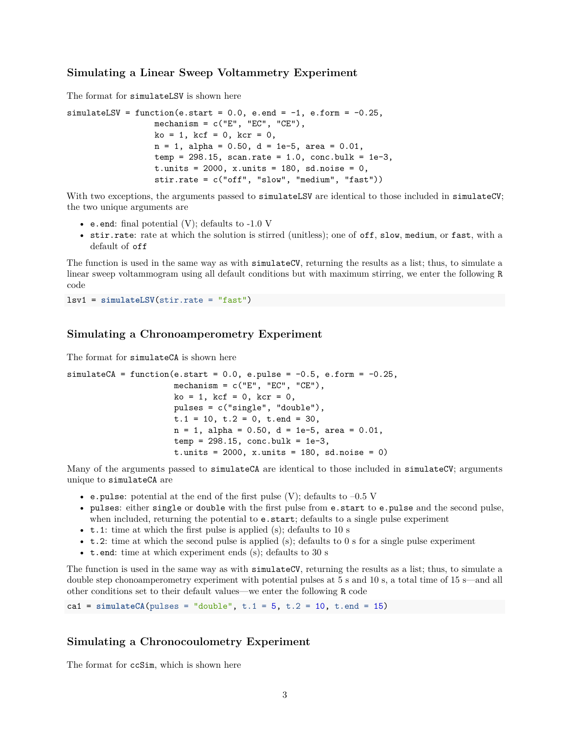### Simulating a Linear Sweep Voltammetry Experiment

The format for `simulateLSV` is shown here

```
simulateLSV = function(e.start = 0.0, e.end = -1, e.form = -0.25,
                  mechanism = c("E", "EC", "CE"),
                  ko = 1, kcf = 0, kcr = 0,
                  n = 1, alpha = 0.50, d = 1e-5, area = 0.01,
                  temp = 298.15, scan.rate = 1.0, conc.bulk = 1e-3,
                  t.units = 2000, x.units = 180, sd.noise = 0,
                  stir.rate = c("off", "slow", "medium", "fast"))
```

With two exceptions, the arguments passed to `simulateLSV` are identical to those included in `simulateCV`; the two unique arguments are

- `e.end`: final potential (V); defaults to -1.0 V
- `stir.rate`: rate at which the solution is stirred (unitless); one of `off`, `slow`, `medium`, or `fast`, with a default of `off`

The function is used in the same way as with `simulateCV`, returning the results as a list; thus, to simulate a linear sweep voltammogram using all default conditions but with maximum stirring, we enter the following `R` code

```
lsv1 = simulateLSV(stir.rate = "fast")
```

### Simulating a Chronoamperometry Experiment

The format for `simulateCA` is shown here

```
simulateCA = function(e.start = 0.0, e.pulse = -0.5, e.form = -0.25,
                      mechanism = c("E", "EC", "CE"),
                      ko = 1, kcf = 0, kcr = 0,
                      pulses = c("single", "double"),
                      t.1 = 10, t.2 = 0, t.end = 30,
                      n = 1, alpha = 0.50, d = 1e-5, area = 0.01,
                      temp = 298.15, conc.bulk = 1e-3,
                      t.units = 2000, x.units = 180, sd.noise = 0)
```

Many of the arguments passed to `simulateCA` are identical to those included in `simulateCV`; arguments unique to `simulateCA` are

- `e.pulse`: potential at the end of the first pulse (V); defaults to –0.5 V
- `pulses`: either `single` or `double` with the first pulse from `e.start` to `e.pulse` and the second pulse, when included, returning the potential to `e.start`; defaults to a single pulse experiment
- `t.1`: time at which the first pulse is applied (s); defaults to 10 s
- `t.2`: time at which the second pulse is applied (s); defaults to 0 s for a single pulse experiment
- `t.end`: time at which experiment ends (s); defaults to 30 s

The function is used in the same way as with `simulateCV`, returning the results as a list; thus, to simulate a double step chonoamperometry experiment with potential pulses at 5 s and 10 s, a total time of 15 s—and all other conditions set to their default values—we enter the following `R` code

```
ca1 = simulateCA(pulses = "double", t.1 = 5, t.2 = 10, t.end = 15)
```

### Simulating a Chronocoulometry Experiment

The format for `ccSim`, which is shown here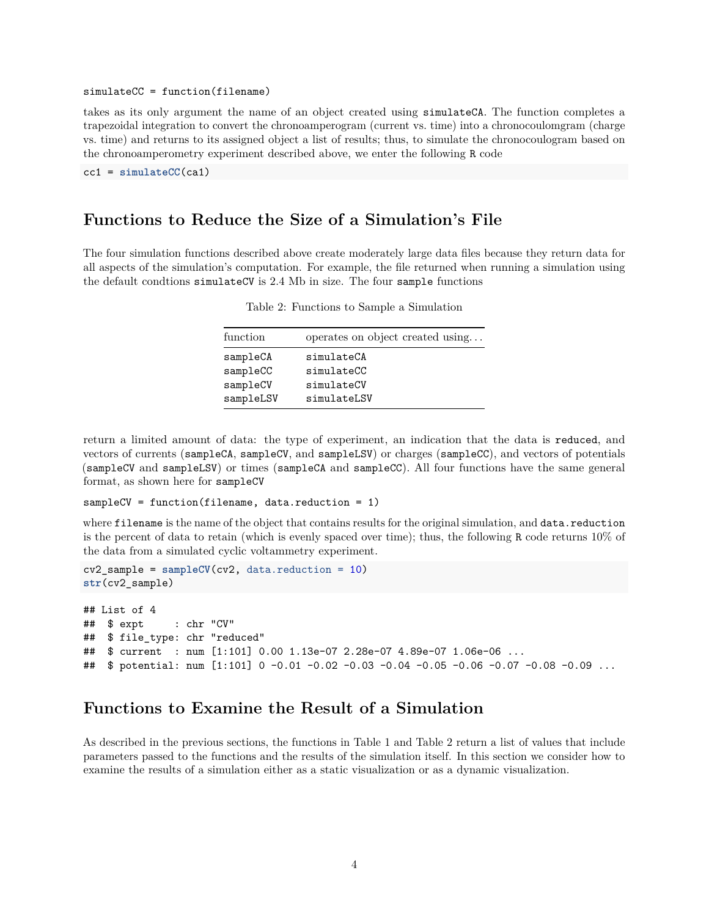```
simulateCC = function(filename)
```

takes as its only argument the name of an object created using `simulateCA`. The function completes a trapezoidal integration to convert the chronoamperogram (current vs. time) into a chronocoulomgram (charge vs. time) and returns to its assigned object a list of results; thus, to simulate the chronocoulogram based on the chronoamperometry experiment described above, we enter the following R code

```
cc1 = simulateCC(ca1)
```

## Functions to Reduce the Size of a Simulation's File

The four simulation functions described above create moderately large data files because they return data for all aspects of the simulation's computation. For example, the file returned when running a simulation using the default condtions `simulateCV` is 2.4 Mb in size. The four `sample` functions

Table 2: Functions to Sample a Simulation

| function | operates on object created using… |
|---|---|
| sampleCA | simulateCA |
| sampleCC | simulateCC |
| sampleCV | simulateCV |
| sampleLSV | simulateLSV |

return a limited amount of data: the type of experiment, an indication that the data is `reduced`, and vectors of currents (`sampleCA`, `sampleCV`, and `sampleLSV`) or charges (`sampleCC`), and vectors of potentials (`sampleCV` and `sampleLSV`) or times (`sampleCA` and `sampleCC`). All four functions have the same general format, as shown here for `sampleCV`

```
sampleCV = function(filename, data.reduction = 1)
```

where `filename` is the name of the object that contains results for the original simulation, and `data.reduction` is the percent of data to retain (which is evenly spaced over time); thus, the following R code returns 10% of the data from a simulated cyclic voltammetry experiment.

```
cv2_sample = sampleCV(cv2, data.reduction = 10)
str(cv2_sample)
```

```
## List of 4
##  $ expt     : chr "CV"
##  $ file_type: chr "reduced"
##  $ current  : num [1:101] 0.00 1.13e-07 2.28e-07 4.89e-07 1.06e-06 ...
##  $ potential: num [1:101] 0 -0.01 -0.02 -0.03 -0.04 -0.05 -0.06 -0.07 -0.08 -0.09 ...
```

## Functions to Examine the Result of a Simulation

As described in the previous sections, the functions in Table 1 and Table 2 return a list of values that include parameters passed to the functions and the results of the simulation itself. In this section we consider how to examine the results of a simulation either as a static visualization or as a dynamic visualization.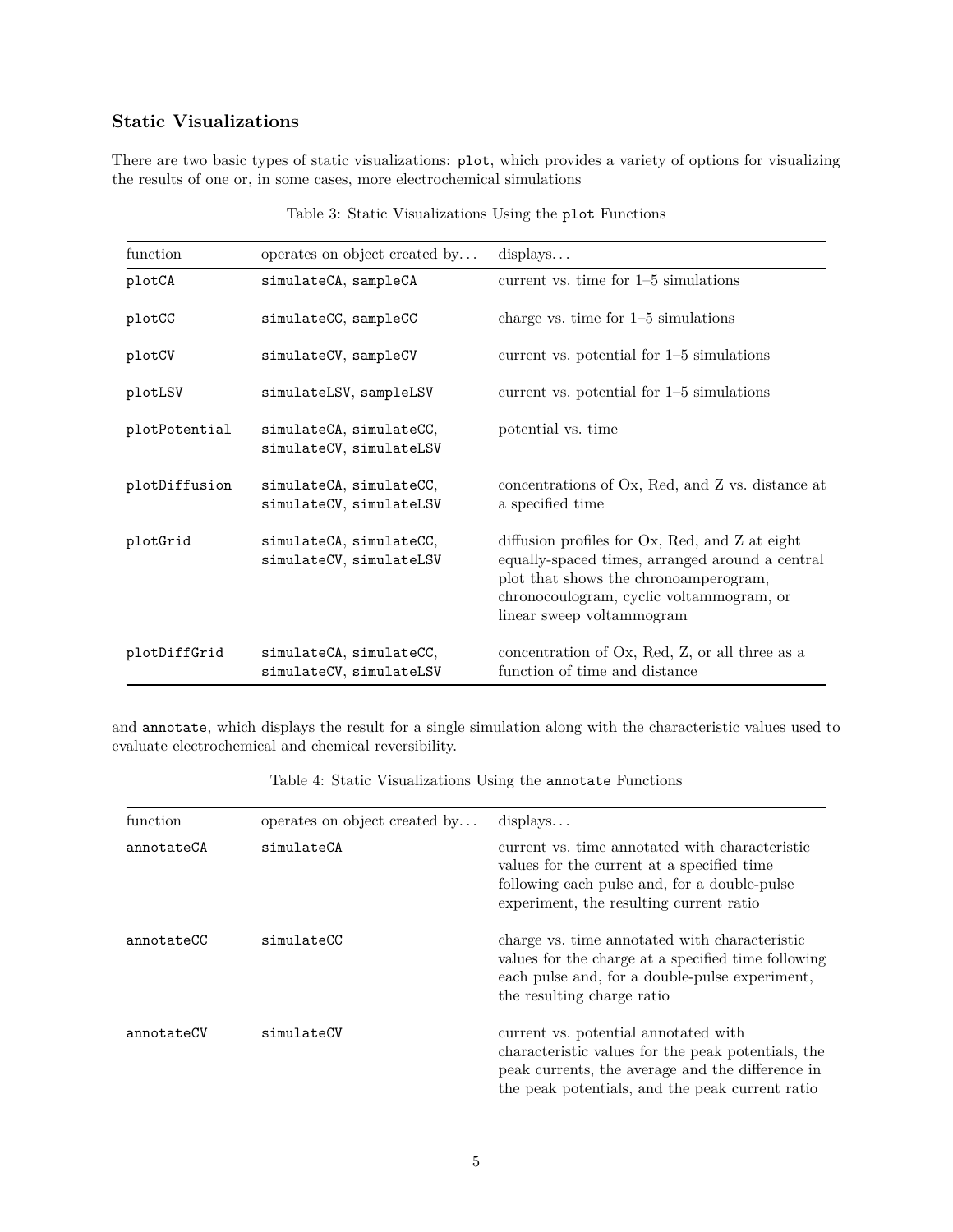### Static Visualizations

There are two basic types of static visualizations: `plot`, which provides a variety of options for visualizing the results of one or, in some cases, more electrochemical simulations

Table 3: Static Visualizations Using the `plot` Functions

| function | operates on object created by... | displays... |
|---|---|---|
| `plotCA` | `simulateCA`, `sampleCA` | current vs. time for 1–5 simulations |
| `plotCC` | `simulateCC`, `sampleCC` | charge vs. time for 1–5 simulations |
| `plotCV` | `simulateCV`, `sampleCV` | current vs. potential for 1–5 simulations |
| `plotLSV` | `simulateLSV`, `sampleLSV` | current vs. potential for 1–5 simulations |
| `plotPotential` | `simulateCA`, `simulateCC`, `simulateCV`, `simulateLSV` | potential vs. time |
| `plotDiffusion` | `simulateCA`, `simulateCC`, `simulateCV`, `simulateLSV` | concentrations of Ox, Red, and Z vs. distance at a specified time |
| `plotGrid` | `simulateCA`, `simulateCC`, `simulateCV`, `simulateLSV` | diffusion profiles for Ox, Red, and Z at eight equally-spaced times, arranged around a central plot that shows the chronoamperogram, chronocoulogram, cyclic voltammogram, or linear sweep voltammogram |
| `plotDiffGrid` | `simulateCA`, `simulateCC`, `simulateCV`, `simulateLSV` | concentration of Ox, Red, Z, or all three as a function of time and distance |

and `annotate`, which displays the result for a single simulation along with the characteristic values used to evaluate electrochemical and chemical reversibility.

Table 4: Static Visualizations Using the `annotate` Functions

| function | operates on object created by... | displays... |
|---|---|---|
| `annotateCA` | `simulateCA` | current vs. time annotated with characteristic values for the current at a specified time following each pulse and, for a double-pulse experiment, the resulting current ratio |
| `annotateCC` | `simulateCC` | charge vs. time annotated with characteristic values for the charge at a specified time following each pulse and, for a double-pulse experiment, the resulting charge ratio |
| `annotateCV` | `simulateCV` | current vs. potential annotated with characteristic values for the peak potentials, the peak currents, the average and the difference in the peak potentials, and the peak current ratio |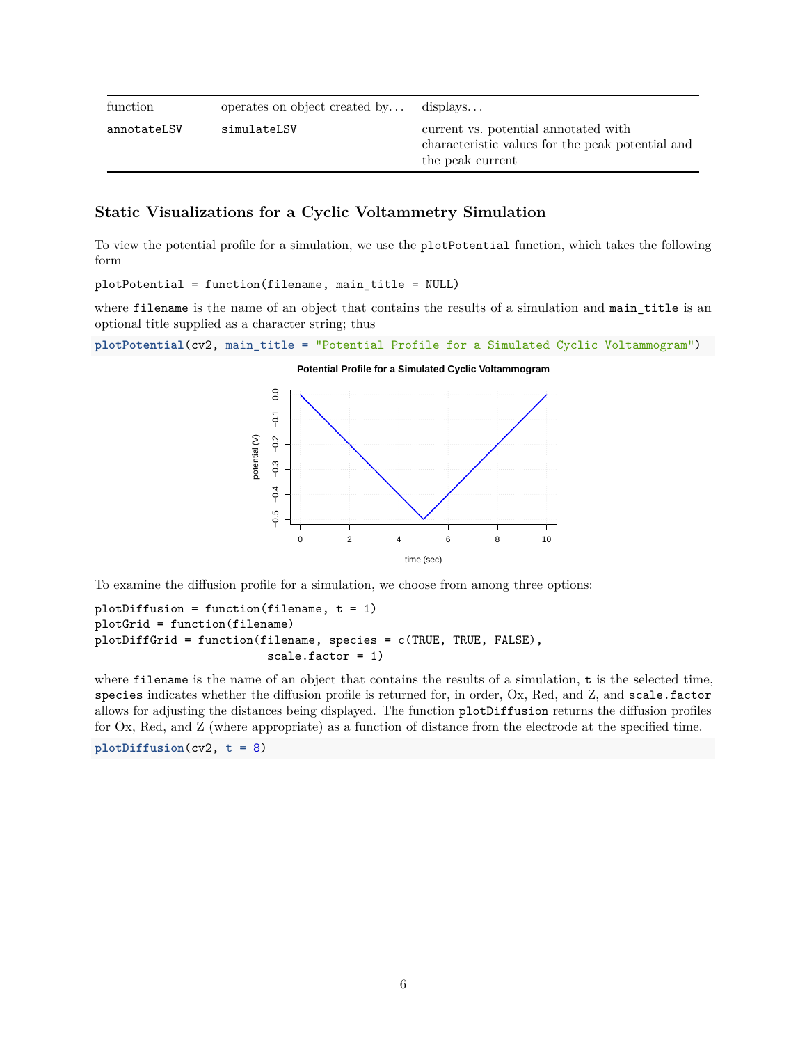| function | operates on object created by… | displays… |
| --- | --- | --- |
| `annotateLSV` | `simulateLSV` | current vs. potential annotated with characteristic values for the peak potential and the peak current |

### Static Visualizations for a Cyclic Voltammetry Simulation

To view the potential profile for a simulation, we use the `plotPotential` function, which takes the following form

```
plotPotential = function(filename, main_title = NULL)
```

where `filename` is the name of an object that contains the results of a simulation and `main_title` is an optional title supplied as a character string; thus

```r
plotPotential(cv2, main_title = "Potential Profile for a Simulated Cyclic Voltammogram")
```

To examine the diffusion profile for a simulation, we choose from among three options:

```
plotDiffusion = function(filename, t = 1)
plotGrid = function(filename)
plotDiffGrid = function(filename, species = c(TRUE, TRUE, FALSE),
                        scale.factor = 1)
```

where `filename` is the name of an object that contains the results of a simulation, `t` is the selected time, `species` indicates whether the diffusion profile is returned for, in order, Ox, Red, and Z, and `scale.factor` allows for adjusting the distances being displayed. The function `plotDiffusion` returns the diffusion profiles for Ox, Red, and Z (where appropriate) as a function of distance from the electrode at the specified time.

```r
plotDiffusion(cv2, t = 8)
```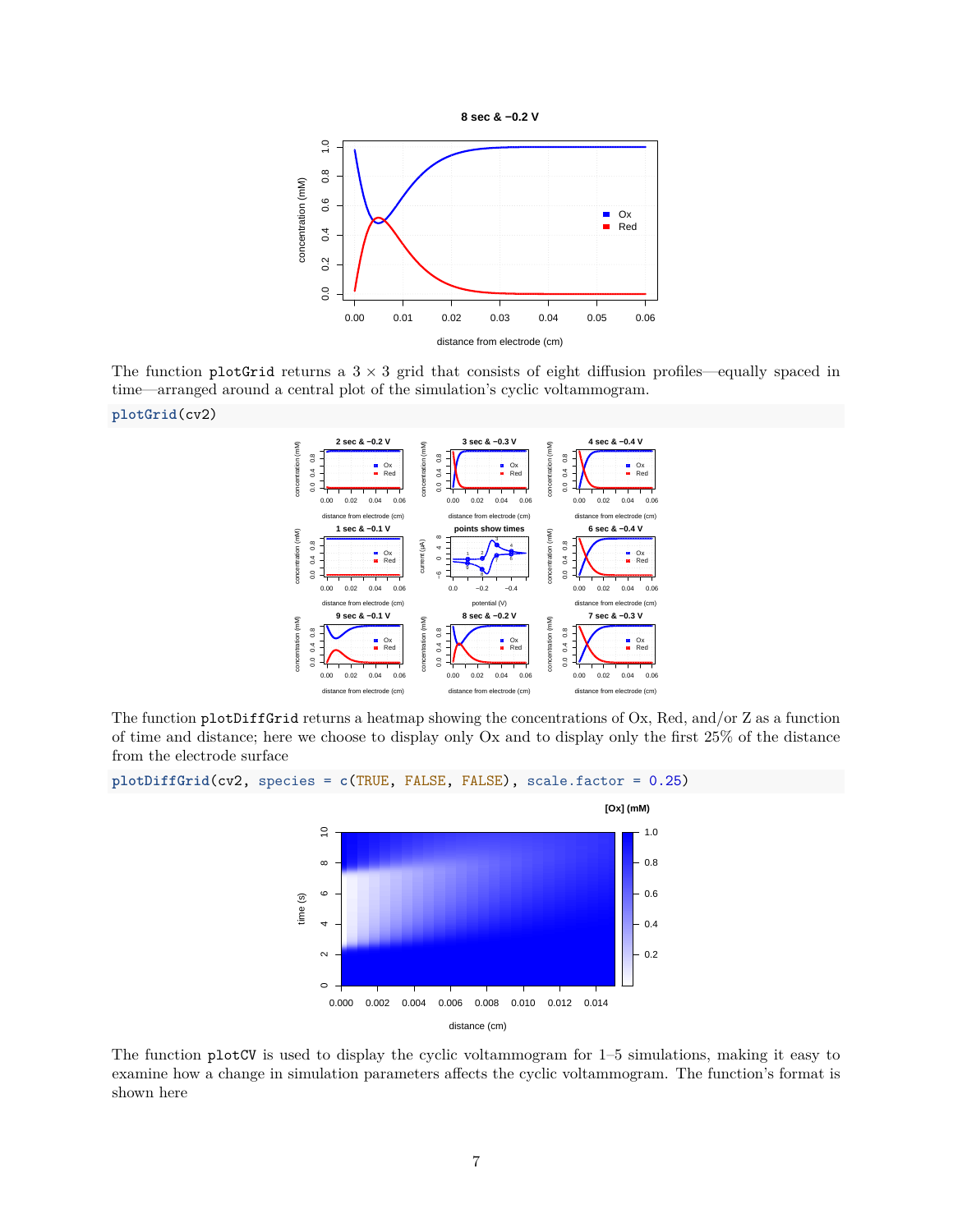The function `plotGrid` returns a 3 × 3 grid that consists of eight diffusion profiles—equally spaced in time—arranged around a central plot of the simulation's cyclic voltammogram.

```
plotGrid(cv2)
```

The function `plotDiffGrid` returns a heatmap showing the concentrations of Ox, Red, and/or Z as a function of time and distance; here we choose to display only Ox and to display only the first 25% of the distance from the electrode surface

```
plotDiffGrid(cv2, species = c(TRUE, FALSE, FALSE), scale.factor = 0.25)
```

The function `plotCV` is used to display the cyclic voltammogram for 1–5 simulations, making it easy to examine how a change in simulation parameters affects the cyclic voltammogram. The function's format is shown here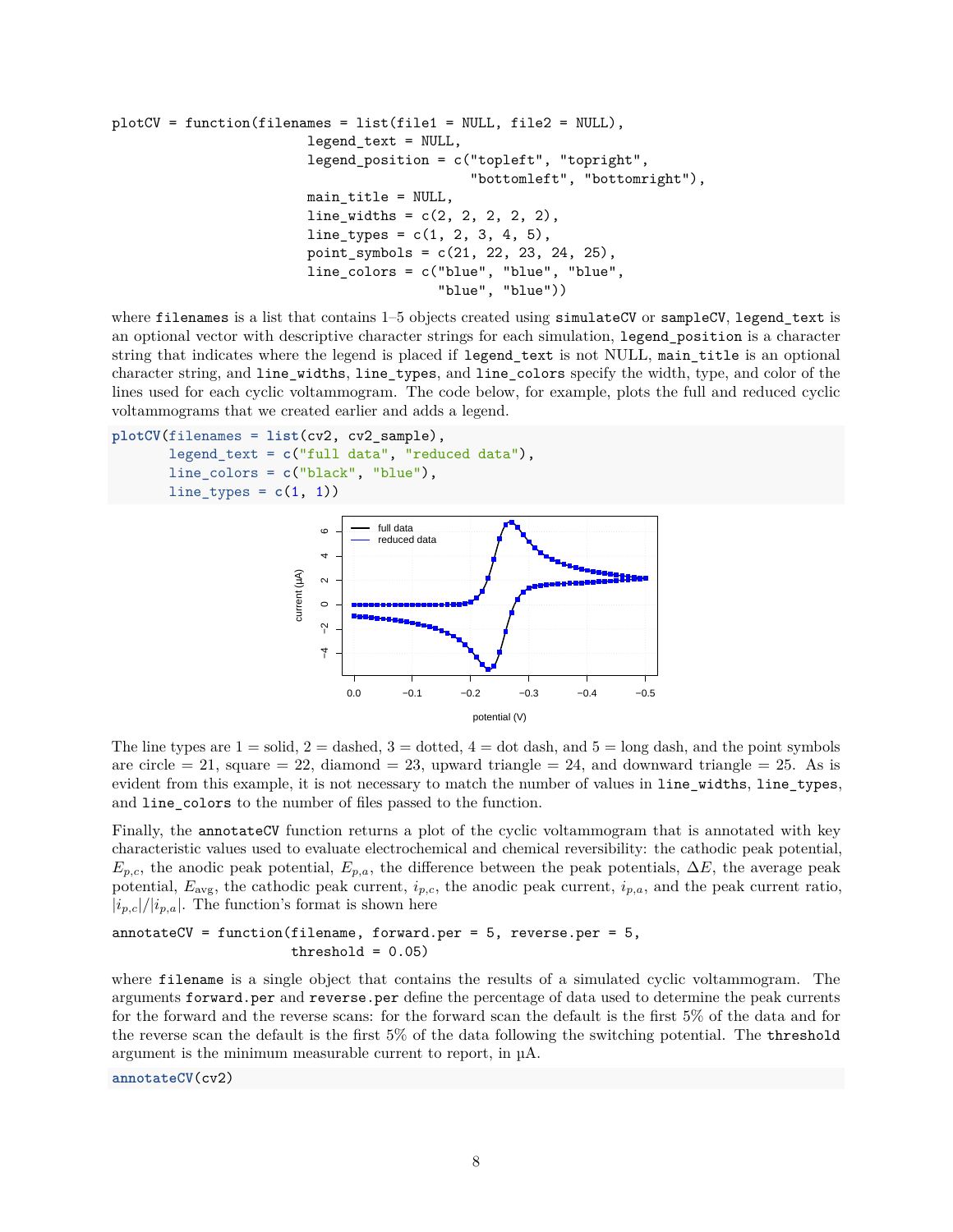```
plotCV = function(filenames = list(file1 = NULL, file2 = NULL),
                  legend_text = NULL,
                  legend_position = c("topleft", "topright",
                                      "bottomleft", "bottomright"),
                  main_title = NULL,
                  line_widths = c(2, 2, 2, 2, 2),
                  line_types = c(1, 2, 3, 4, 5),
                  point_symbols = c(21, 22, 23, 24, 25),
                  line_colors = c("blue", "blue", "blue",
                                  "blue", "blue"))
```

where `filenames` is a list that contains 1–5 objects created using `simulateCV` or `sampleCV`, `legend_text` is an optional vector with descriptive character strings for each simulation, `legend_position` is a character string that indicates where the legend is placed if `legend_text` is not NULL, `main_title` is an optional character string, and `line_widths`, `line_types`, and `line_colors` specify the width, type, and color of the lines used for each cyclic voltammogram. The code below, for example, plots the full and reduced cyclic voltammograms that we created earlier and adds a legend.

```
plotCV(filenames = list(cv2, cv2_sample),
       legend_text = c("full data", "reduced data"),
       line_colors = c("black", "blue"),
       line_types = c(1, 1))
```

The line types are 1 = solid, 2 = dashed, 3 = dotted, 4 = dot dash, and 5 = long dash, and the point symbols are circle = 21, square = 22, diamond = 23, upward triangle = 24, and downward triangle = 25. As is evident from this example, it is not necessary to match the number of values in `line_widths`, `line_types`, and `line_colors` to the number of files passed to the function.

Finally, the `annotateCV` function returns a plot of the cyclic voltammogram that is annotated with key characteristic values used to evaluate electrochemical and chemical reversibility: the cathodic peak potential, $E_{p,c}$, the anodic peak potential, $E_{p,a}$, the difference between the peak potentials, $\Delta E$, the average peak potential, $E_{\text{avg}}$, the cathodic peak current, $i_{p,c}$, the anodic peak current, $i_{p,a}$, and the peak current ratio, $|i_{p,c}|/|i_{p,a}|$. The function's format is shown here

```
annotateCV = function(filename, forward.per = 5, reverse.per = 5,
                      threshold = 0.05)
```

where `filename` is a single object that contains the results of a simulated cyclic voltammogram. The arguments `forward.per` and `reverse.per` define the percentage of data used to determine the peak currents for the forward and the reverse scans: for the forward scan the default is the first 5% of the data and for the reverse scan the default is the first 5% of the data following the switching potential. The `threshold` argument is the minimum measurable current to report, in µA.

```
annotateCV(cv2)
```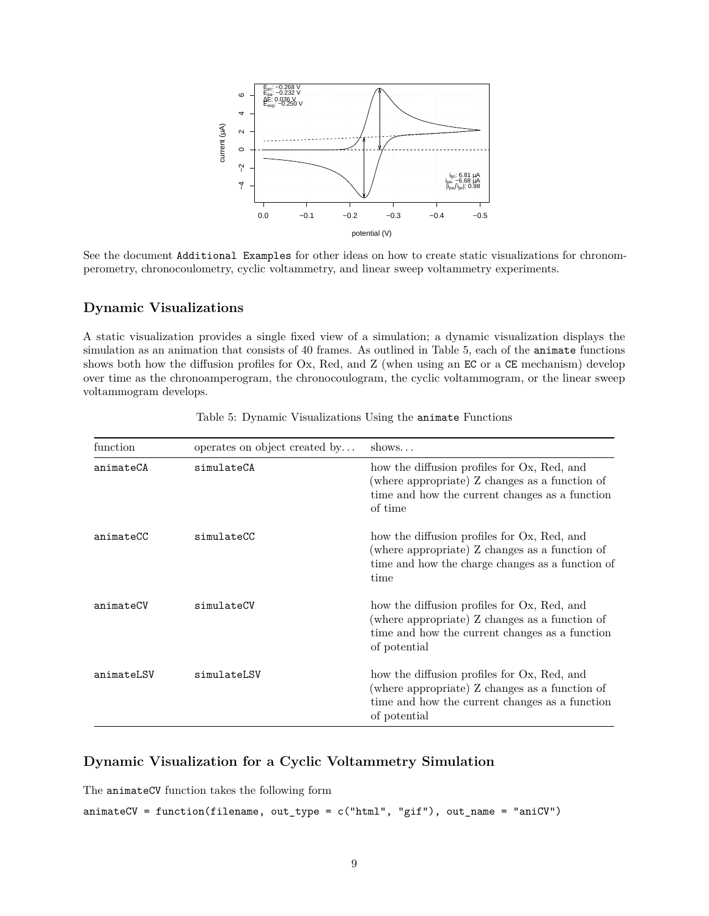See the document `Additional Examples` for other ideas on how to create static visualizations for chronomperometry, chronocoulometry, cyclic voltammetry, and linear sweep voltammetry experiments.

## Dynamic Visualizations

A static visualization provides a single fixed view of a simulation; a dynamic visualization displays the simulation as an animation that consists of 40 frames. As outlined in Table 5, each of the `animate` functions shows both how the diffusion profiles for Ox, Red, and Z (when using an `EC` or a `CE` mechanism) develop over time as the chronoamperogram, the chronocoulogram, the cyclic voltammogram, or the linear sweep voltammogram develops.

Table 5: Dynamic Visualizations Using the `animate` Functions

| function | operates on object created by… | shows… |
|---|---|---|
| `animateCA` | `simulateCA` | how the diffusion profiles for Ox, Red, and (where appropriate) Z changes as a function of time and how the current changes as a function of time |
| `animateCC` | `simulateCC` | how the diffusion profiles for Ox, Red, and (where appropriate) Z changes as a function of time and how the charge changes as a function of time |
| `animateCV` | `simulateCV` | how the diffusion profiles for Ox, Red, and (where appropriate) Z changes as a function of time and how the current changes as a function of potential |
| `animateLSV` | `simulateLSV` | how the diffusion profiles for Ox, Red, and (where appropriate) Z changes as a function of time and how the current changes as a function of potential |

## Dynamic Visualization for a Cyclic Voltammetry Simulation

The `animateCV` function takes the following form

```
animateCV = function(filename, out_type = c("html", "gif"), out_name = "aniCV")
```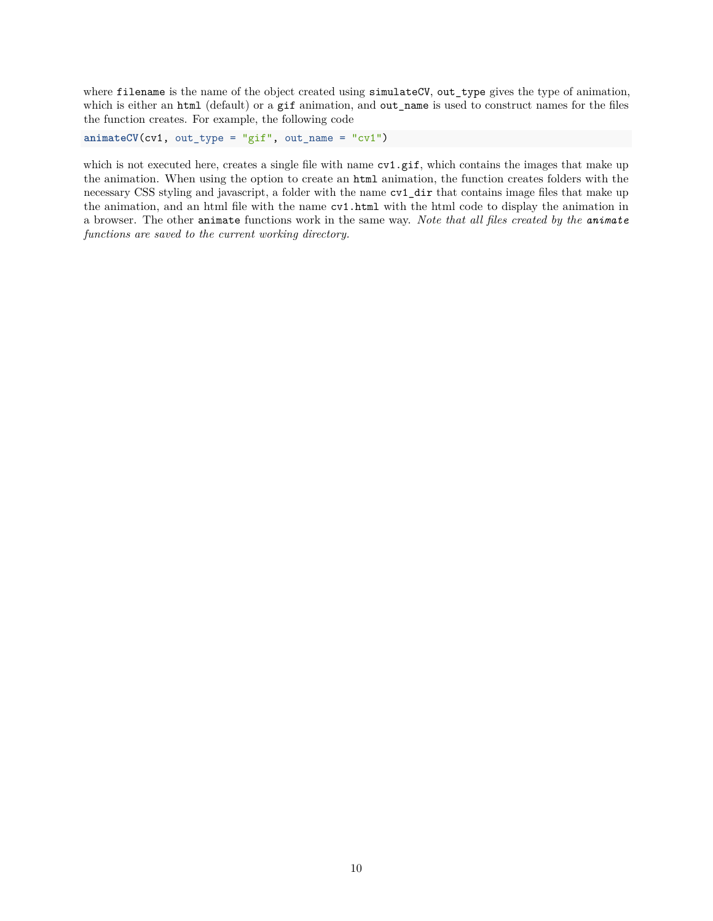where `filename` is the name of the object created using `simulateCV`, `out_type` gives the type of animation, which is either an `html` (default) or a `gif` animation, and `out_name` is used to construct names for the files the function creates. For example, the following code

```
animateCV(cv1, out_type = "gif", out_name = "cv1")
```

which is not executed here, creates a single file with name `cv1.gif`, which contains the images that make up the animation. When using the option to create an `html` animation, the function creates folders with the necessary CSS styling and javascript, a folder with the name `cv1_dir` that contains image files that make up the animation, and an html file with the name `cv1.html` with the html code to display the animation in a browser. The other `animate` functions work in the same way. *Note that all files created by the `animate` functions are saved to the current working directory.*